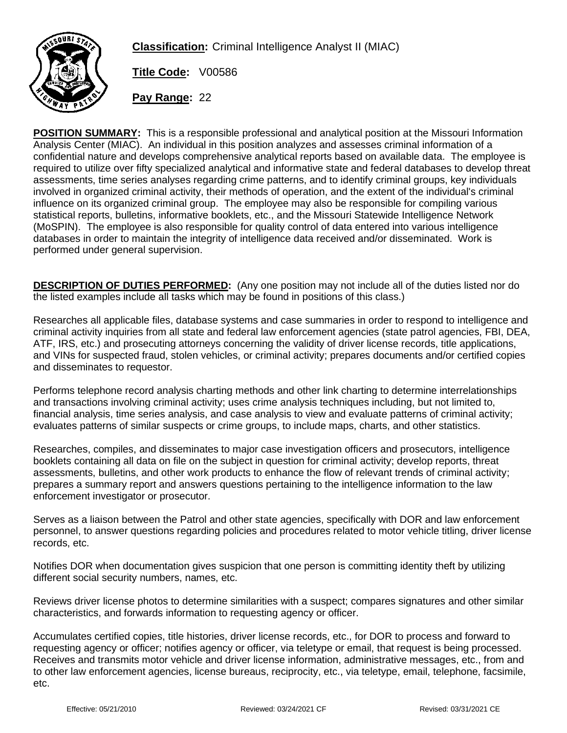**Classification:** Criminal Intelligence Analyst II (MIAC)

**Title Code:** V00586

**Pay Range:** 22

**POSITION SUMMARY:** This is a responsible professional and analytical position at the Missouri Information Analysis Center (MIAC). An individual in this position analyzes and assesses criminal information of a confidential nature and develops comprehensive analytical reports based on available data. The employee is required to utilize over fifty specialized analytical and informative state and federal databases to develop threat assessments, time series analyses regarding crime patterns, and to identify criminal groups, key individuals involved in organized criminal activity, their methods of operation, and the extent of the individual's criminal influence on its organized criminal group. The employee may also be responsible for compiling various statistical reports, bulletins, informative booklets, etc., and the Missouri Statewide Intelligence Network (MoSPIN). The employee is also responsible for quality control of data entered into various intelligence databases in order to maintain the integrity of intelligence data received and/or disseminated. Work is performed under general supervision.

**DESCRIPTION OF DUTIES PERFORMED:** (Any one position may not include all of the duties listed nor do the listed examples include all tasks which may be found in positions of this class.)

Researches all applicable files, database systems and case summaries in order to respond to intelligence and criminal activity inquiries from all state and federal law enforcement agencies (state patrol agencies, FBI, DEA, ATF, IRS, etc.) and prosecuting attorneys concerning the validity of driver license records, title applications, and VINs for suspected fraud, stolen vehicles, or criminal activity; prepares documents and/or certified copies and disseminates to requestor.

Performs telephone record analysis charting methods and other link charting to determine interrelationships and transactions involving criminal activity; uses crime analysis techniques including, but not limited to, financial analysis, time series analysis, and case analysis to view and evaluate patterns of criminal activity; evaluates patterns of similar suspects or crime groups, to include maps, charts, and other statistics.

Researches, compiles, and disseminates to major case investigation officers and prosecutors, intelligence booklets containing all data on file on the subject in question for criminal activity; develop reports, threat assessments, bulletins, and other work products to enhance the flow of relevant trends of criminal activity; prepares a summary report and answers questions pertaining to the intelligence information to the law enforcement investigator or prosecutor.

Serves as a liaison between the Patrol and other state agencies, specifically with DOR and law enforcement personnel, to answer questions regarding policies and procedures related to motor vehicle titling, driver license records, etc.

Notifies DOR when documentation gives suspicion that one person is committing identity theft by utilizing different social security numbers, names, etc.

Reviews driver license photos to determine similarities with a suspect; compares signatures and other similar characteristics, and forwards information to requesting agency or officer.

Accumulates certified copies, title histories, driver license records, etc., for DOR to process and forward to requesting agency or officer; notifies agency or officer, via teletype or email, that request is being processed. Receives and transmits motor vehicle and driver license information, administrative messages, etc., from and to other law enforcement agencies, license bureaus, reciprocity, etc., via teletype, email, telephone, facsimile, etc.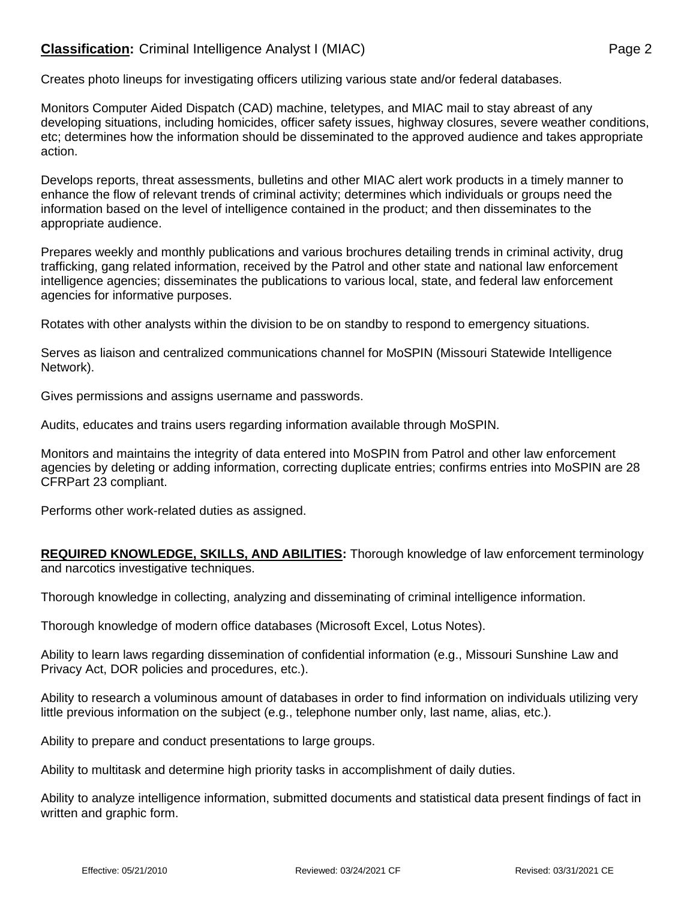Creates photo lineups for investigating officers utilizing various state and/or federal databases.

Monitors Computer Aided Dispatch (CAD) machine, teletypes, and MIAC mail to stay abreast of any developing situations, including homicides, officer safety issues, highway closures, severe weather conditions, etc; determines how the information should be disseminated to the approved audience and takes appropriate action.

Develops reports, threat assessments, bulletins and other MIAC alert work products in a timely manner to enhance the flow of relevant trends of criminal activity; determines which individuals or groups need the information based on the level of intelligence contained in the product; and then disseminates to the appropriate audience.

Prepares weekly and monthly publications and various brochures detailing trends in criminal activity, drug trafficking, gang related information, received by the Patrol and other state and national law enforcement intelligence agencies; disseminates the publications to various local, state, and federal law enforcement agencies for informative purposes.

Rotates with other analysts within the division to be on standby to respond to emergency situations.

Serves as liaison and centralized communications channel for MoSPIN (Missouri Statewide Intelligence Network).

Gives permissions and assigns username and passwords.

Audits, educates and trains users regarding information available through MoSPIN.

Monitors and maintains the integrity of data entered into MoSPIN from Patrol and other law enforcement agencies by deleting or adding information, correcting duplicate entries; confirms entries into MoSPIN are 28 CFRPart 23 compliant.

Performs other work-related duties as assigned.

**REQUIRED KNOWLEDGE, SKILLS, AND ABILITIES:** Thorough knowledge of law enforcement terminology and narcotics investigative techniques.

Thorough knowledge in collecting, analyzing and disseminating of criminal intelligence information.

Thorough knowledge of modern office databases (Microsoft Excel, Lotus Notes).

Ability to learn laws regarding dissemination of confidential information (e.g., Missouri Sunshine Law and Privacy Act, DOR policies and procedures, etc.).

Ability to research a voluminous amount of databases in order to find information on individuals utilizing very little previous information on the subject (e.g., telephone number only, last name, alias, etc.).

Ability to prepare and conduct presentations to large groups.

Ability to multitask and determine high priority tasks in accomplishment of daily duties.

Ability to analyze intelligence information, submitted documents and statistical data present findings of fact in written and graphic form.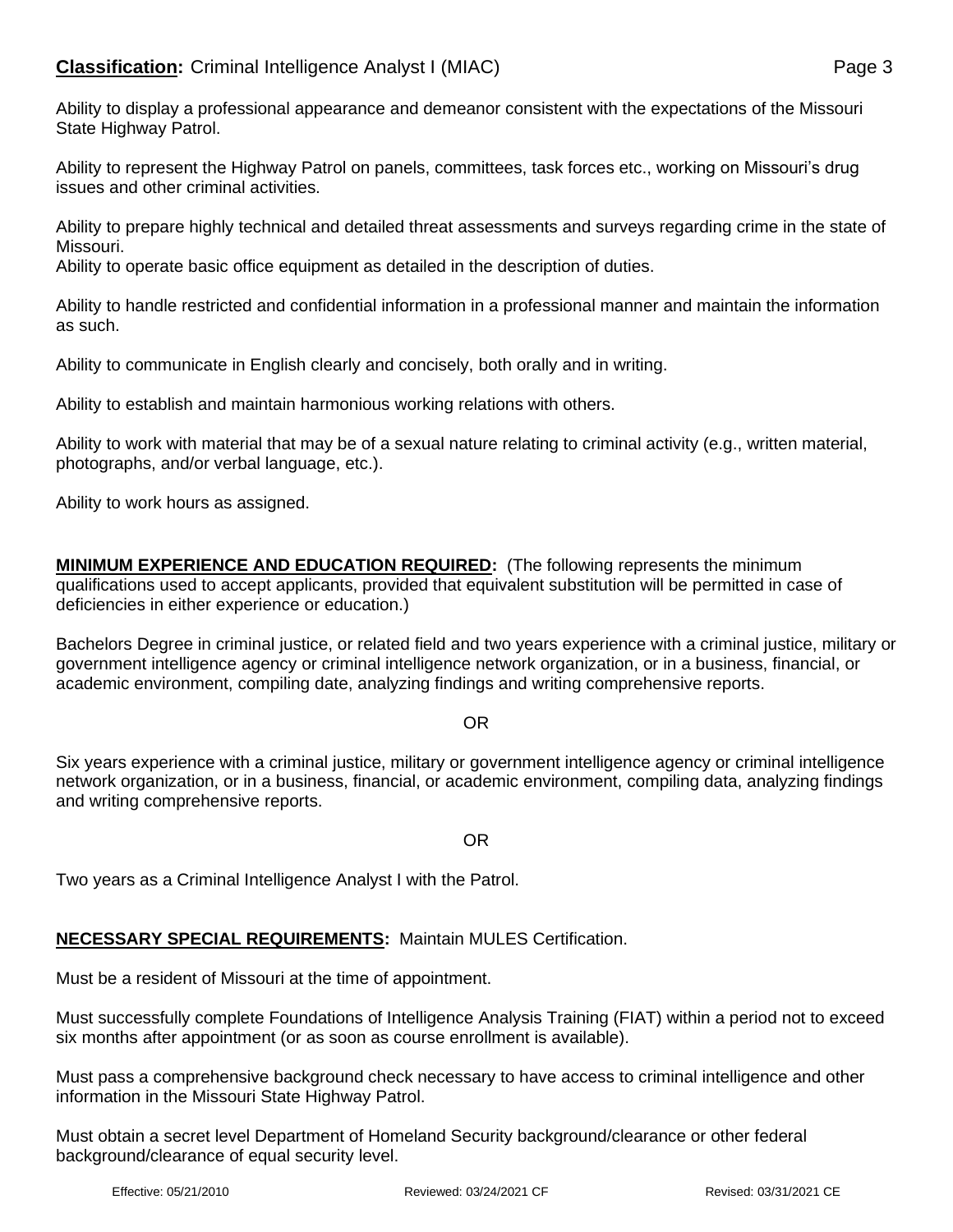Ability to display a professional appearance and demeanor consistent with the expectations of the Missouri State Highway Patrol.

Ability to represent the Highway Patrol on panels, committees, task forces etc., working on Missouri's drug issues and other criminal activities.

Ability to prepare highly technical and detailed threat assessments and surveys regarding crime in the state of Missouri.
Ability to operate basic office equipment as detailed in the description of duties.

Ability to handle restricted and confidential information in a professional manner and maintain the information as such.

Ability to communicate in English clearly and concisely, both orally and in writing.

Ability to establish and maintain harmonious working relations with others.

Ability to work with material that may be of a sexual nature relating to criminal activity (e.g., written material, photographs, and/or verbal language, etc.).

Ability to work hours as assigned.

**MINIMUM EXPERIENCE AND EDUCATION REQUIRED:** (The following represents the minimum qualifications used to accept applicants, provided that equivalent substitution will be permitted in case of deficiencies in either experience or education.)

Bachelors Degree in criminal justice, or related field and two years experience with a criminal justice, military or government intelligence agency or criminal intelligence network organization, or in a business, financial, or academic environment, compiling date, analyzing findings and writing comprehensive reports.

OR

Six years experience with a criminal justice, military or government intelligence agency or criminal intelligence network organization, or in a business, financial, or academic environment, compiling data, analyzing findings and writing comprehensive reports.

OR

Two years as a Criminal Intelligence Analyst I with the Patrol.

**NECESSARY SPECIAL REQUIREMENTS:** Maintain MULES Certification.

Must be a resident of Missouri at the time of appointment.

Must successfully complete Foundations of Intelligence Analysis Training (FIAT) within a period not to exceed six months after appointment (or as soon as course enrollment is available).

Must pass a comprehensive background check necessary to have access to criminal intelligence and other information in the Missouri State Highway Patrol.

Must obtain a secret level Department of Homeland Security background/clearance or other federal background/clearance of equal security level.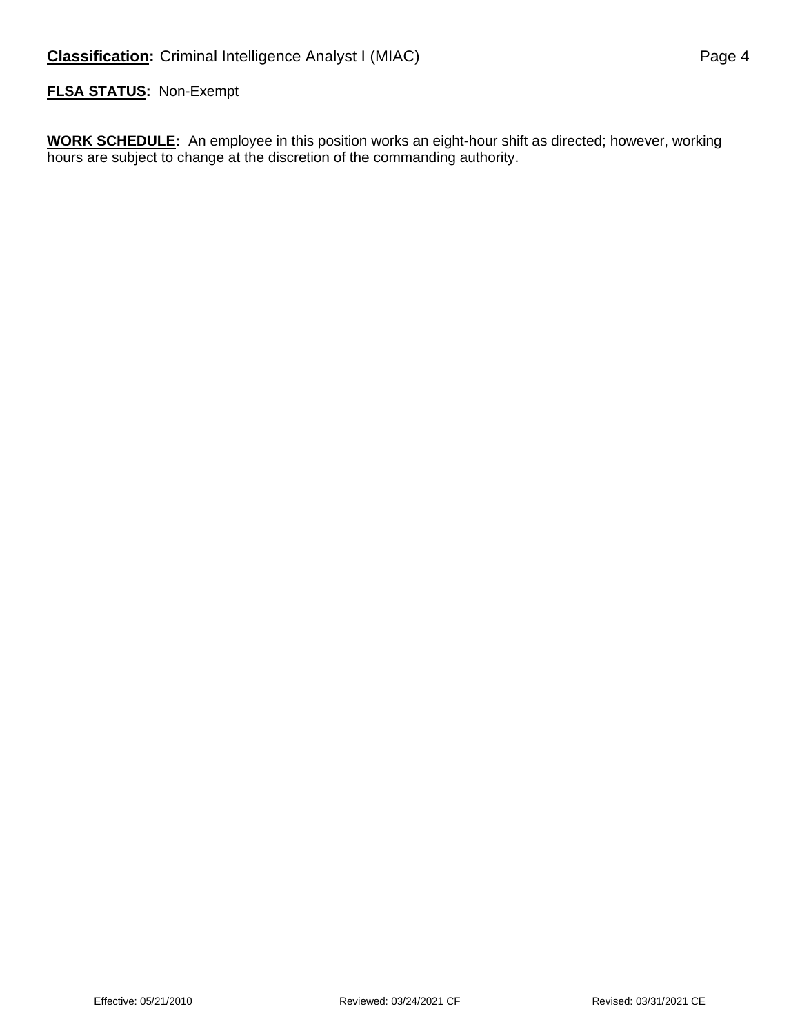**FLSA STATUS:** Non-Exempt

**WORK SCHEDULE:** An employee in this position works an eight-hour shift as directed; however, working hours are subject to change at the discretion of the commanding authority.